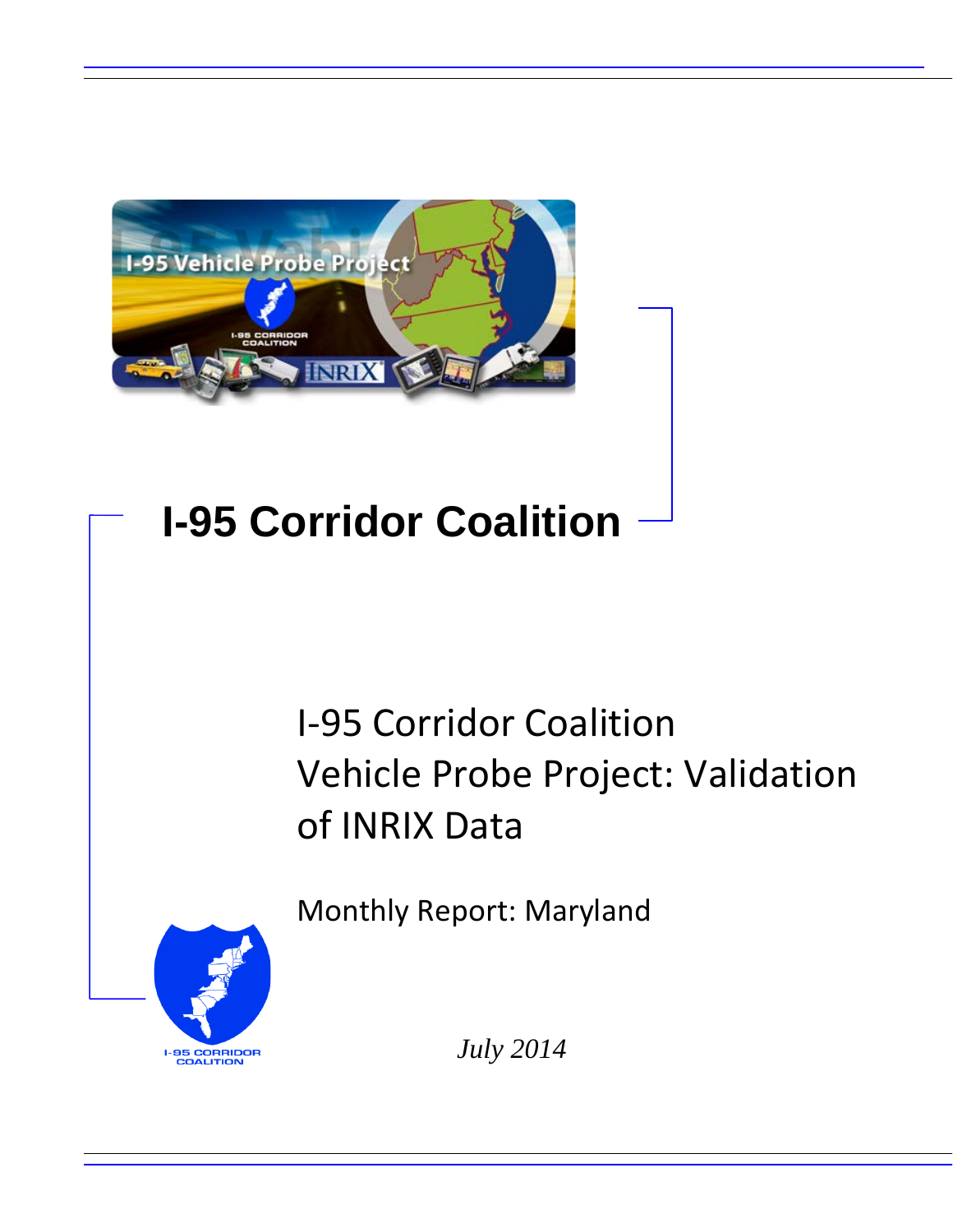# I-95 Corridor Coalition

## I-95 Corridor Coalition Vehicle Probe Project: Validation of INRIX Data

Monthly Report: Maryland

*July 2014*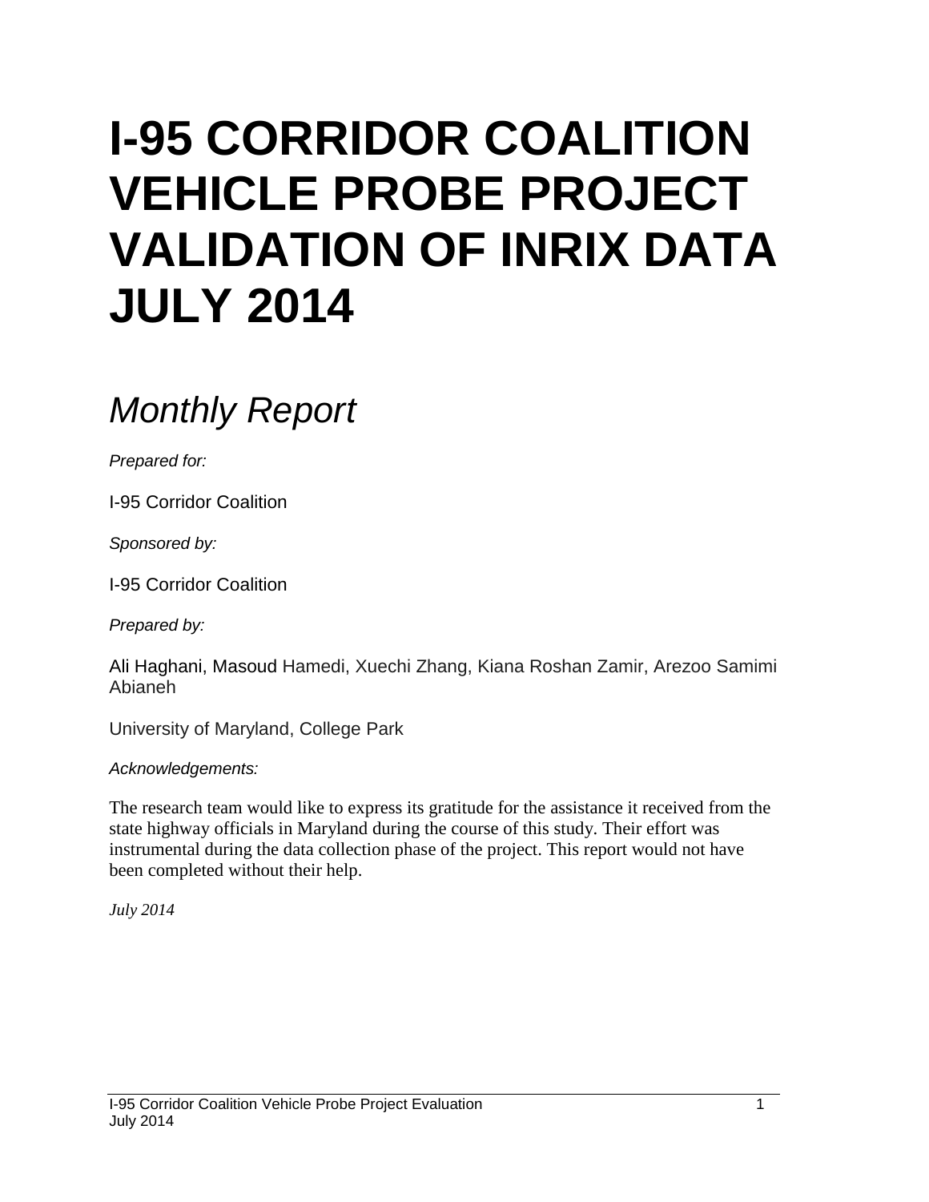# I-95 CORRIDOR COALITION VEHICLE PROBE PROJECT VALIDATION OF INRIX DATA JULY 2014

## *Monthly Report*

*Prepared for:*

I-95 Corridor Coalition

*Sponsored by:*

I-95 Corridor Coalition

*Prepared by:*

Ali Haghani, Masoud Hamedi, Xuechi Zhang, Kiana Roshan Zamir, Arezoo Samimi Abianeh

University of Maryland, College Park

*Acknowledgements:*

The research team would like to express its gratitude for the assistance it received from the state highway officials in Maryland during the course of this study. Their effort was instrumental during the data collection phase of the project. This report would not have been completed without their help.

*July 2014*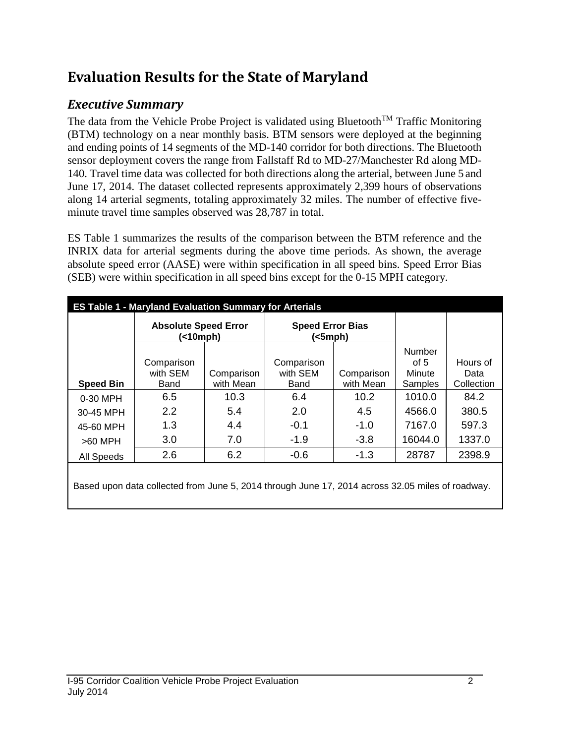# Evaluation Results for the State of Maryland

## *Executive Summary*

The data from the Vehicle Probe Project is validated using Bluetooth[TM] Traffic Monitoring (BTM) technology on a near monthly basis. BTM sensors were deployed at the beginning and ending points of 14 segments of the MD-140 corridor for both directions. The Bluetooth sensor deployment covers the range from Fallstaff Rd to MD-27/Manchester Rd along MD-140. Travel time data was collected for both directions along the arterial, between June 5 and June 17, 2014. The dataset collected represents approximately 2,399 hours of observations along 14 arterial segments, totaling approximately 32 miles. The number of effective five-minute travel time samples observed was 28,787 in total.

ES Table 1 summarizes the results of the comparison between the BTM reference and the INRIX data for arterial segments during the above time periods. As shown, the average absolute speed error (AASE) were within specification in all speed bins. Speed Error Bias (SEB) were within specification in all speed bins except for the 0-15 MPH category.

**ES Table 1 - Maryland Evaluation Summary for Arterials**

| | **Absolute Speed Error (<10mph)** | | **Speed Error Bias (<5mph)** | | | |
|---|---|---|---|---|---|---|
| **Speed Bin** | Comparison with SEM Band | Comparison with Mean | Comparison with SEM Band | Comparison with Mean | Number of 5 Minute Samples | Hours of Data Collection |
| 0-30 MPH | 6.5 | 10.3 | 6.4 | 10.2 | 1010.0 | 84.2 |
| 30-45 MPH | 2.2 | 5.4 | 2.0 | 4.5 | 4566.0 | 380.5 |
| 45-60 MPH | 1.3 | 4.4 | -0.1 | -1.0 | 7167.0 | 597.3 |
| >60 MPH | 3.0 | 7.0 | -1.9 | -3.8 | 16044.0 | 1337.0 |
| All Speeds | 2.6 | 6.2 | -0.6 | -1.3 | 28787 | 2398.9 |

Based upon data collected from June 5, 2014 through June 17, 2014 across 32.05 miles of roadway.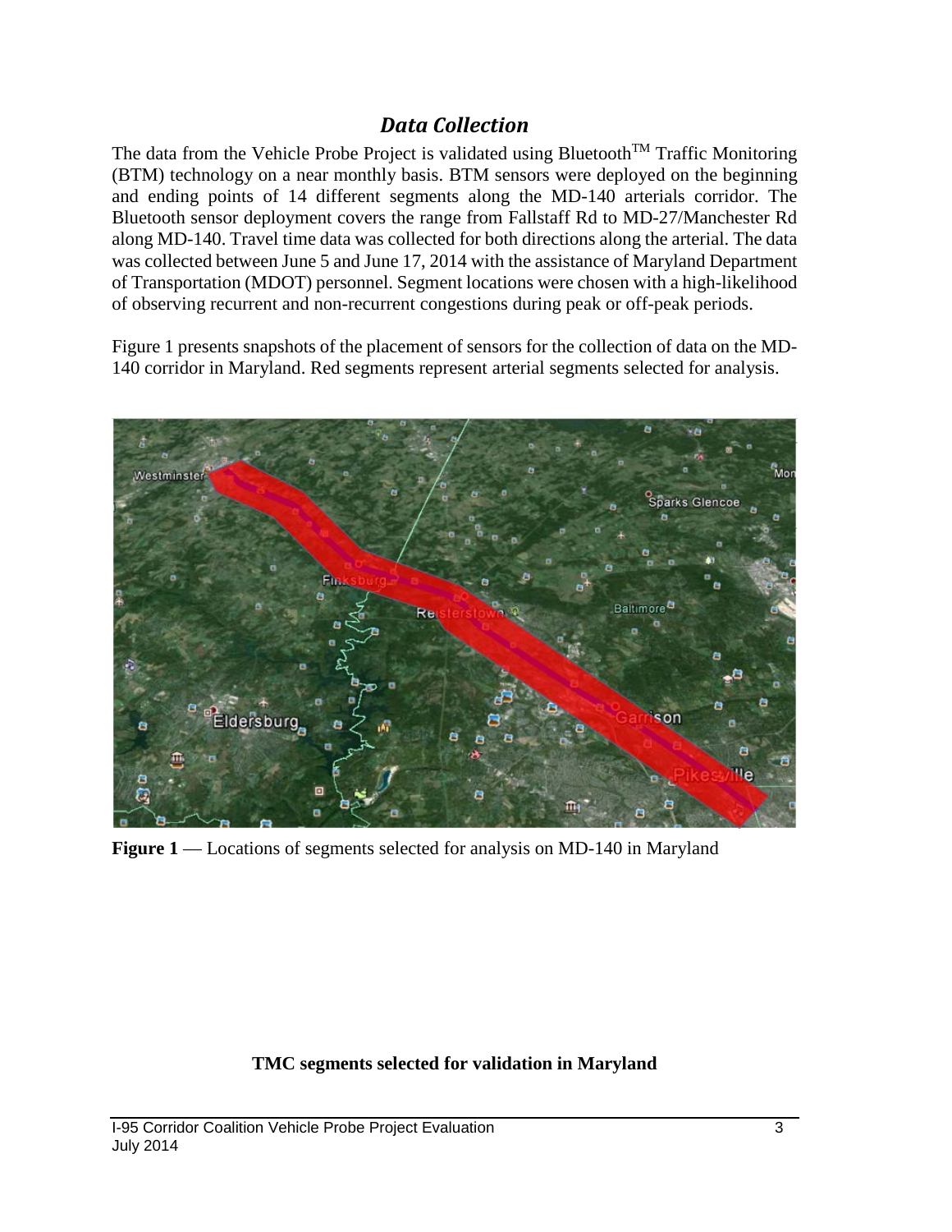## *Data Collection*

The data from the Vehicle Probe Project is validated using Bluetooth™ Traffic Monitoring (BTM) technology on a near monthly basis. BTM sensors were deployed on the beginning and ending points of 14 different segments along the MD-140 arterials corridor. The Bluetooth sensor deployment covers the range from Fallstaff Rd to MD-27/Manchester Rd along MD-140. Travel time data was collected for both directions along the arterial. The data was collected between June 5 and June 17, 2014 with the assistance of Maryland Department of Transportation (MDOT) personnel. Segment locations were chosen with a high-likelihood of observing recurrent and non-recurrent congestions during peak or off-peak periods.

Figure 1 presents snapshots of the placement of sensors for the collection of data on the MD-140 corridor in Maryland. Red segments represent arterial segments selected for analysis.

**Figure 1** — Locations of segments selected for analysis on MD-140 in Maryland

**TMC segments selected for validation in Maryland**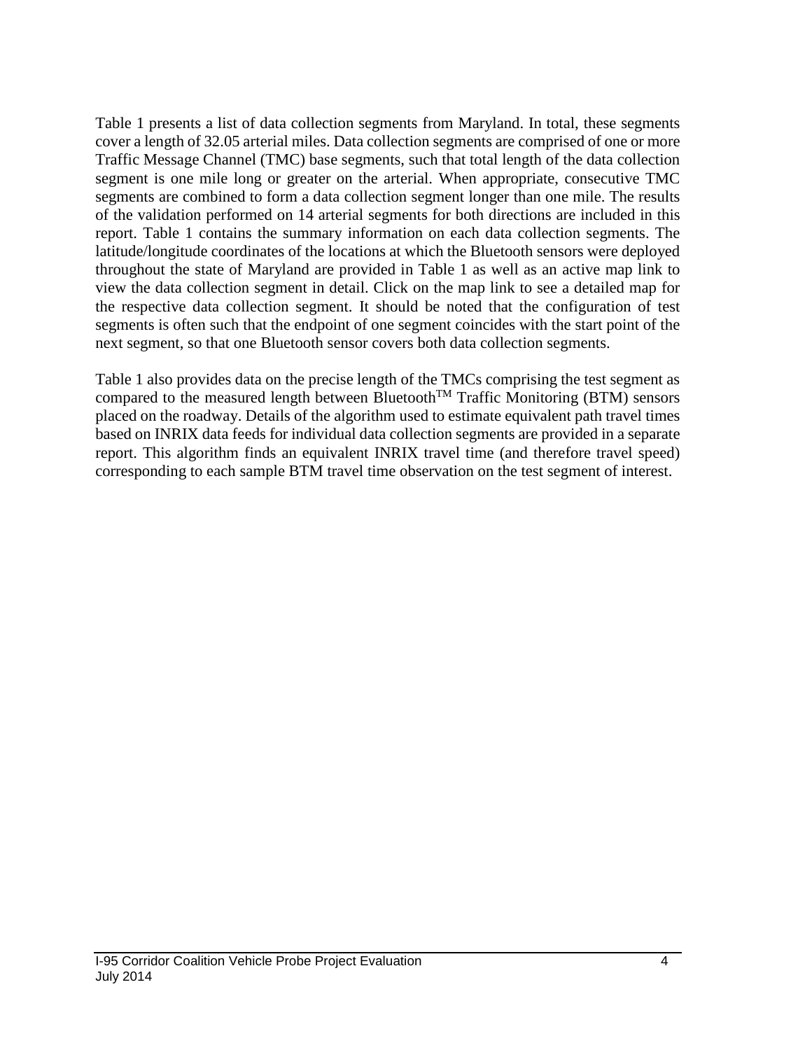Table 1 presents a list of data collection segments from Maryland. In total, these segments cover a length of 32.05 arterial miles. Data collection segments are comprised of one or more Traffic Message Channel (TMC) base segments, such that total length of the data collection segment is one mile long or greater on the arterial. When appropriate, consecutive TMC segments are combined to form a data collection segment longer than one mile. The results of the validation performed on 14 arterial segments for both directions are included in this report. Table 1 contains the summary information on each data collection segments. The latitude/longitude coordinates of the locations at which the Bluetooth sensors were deployed throughout the state of Maryland are provided in Table 1 as well as an active map link to view the data collection segment in detail. Click on the map link to see a detailed map for the respective data collection segment. It should be noted that the configuration of test segments is often such that the endpoint of one segment coincides with the start point of the next segment, so that one Bluetooth sensor covers both data collection segments.

Table 1 also provides data on the precise length of the TMCs comprising the test segment as compared to the measured length between Bluetooth™ Traffic Monitoring (BTM) sensors placed on the roadway. Details of the algorithm used to estimate equivalent path travel times based on INRIX data feeds for individual data collection segments are provided in a separate report. This algorithm finds an equivalent INRIX travel time (and therefore travel speed) corresponding to each sample BTM travel time observation on the test segment of interest.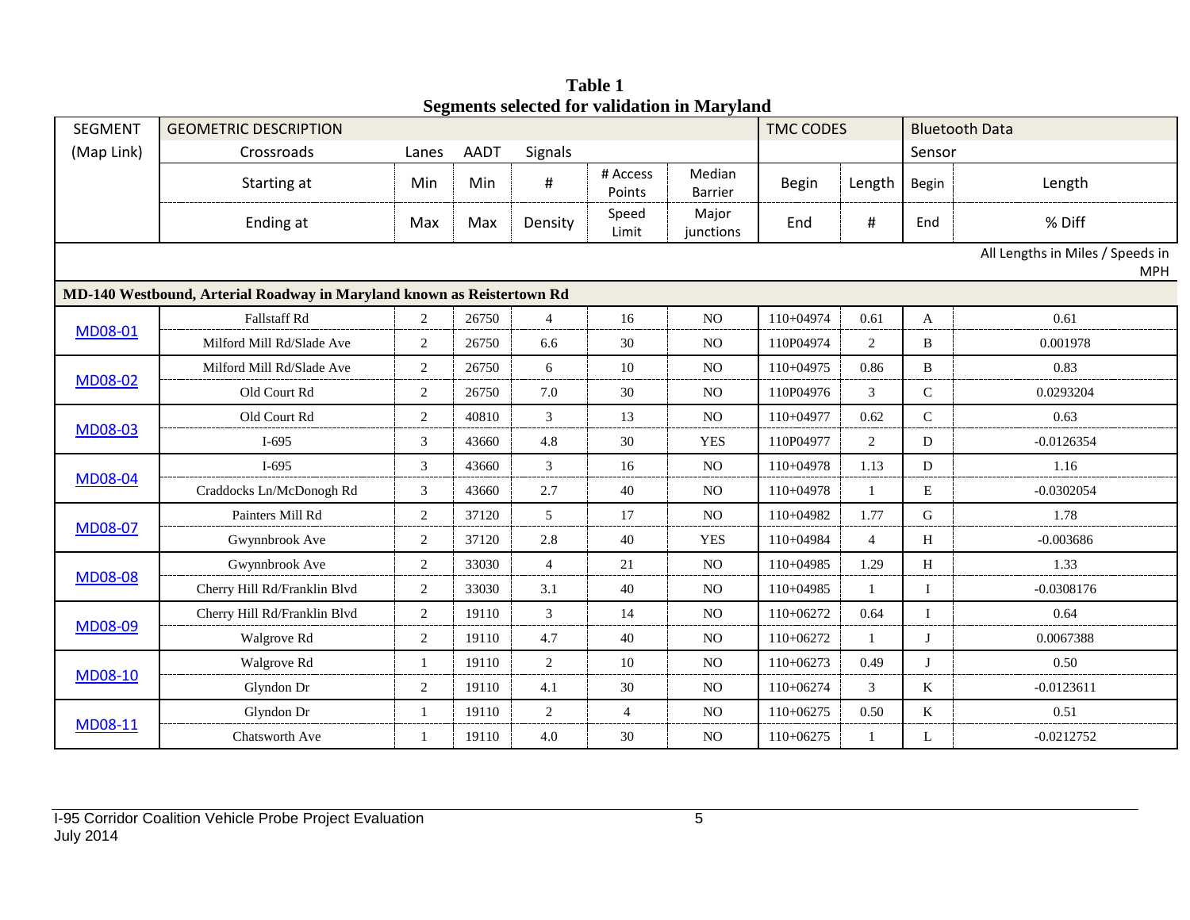**Table 1**
**Segments selected for validation in Maryland**

| SEGMENT (Map Link) | GEOMETRIC DESCRIPTION | | | | | | TMC CODES | | Bluetooth Data | |
|---|---|---|---|---|---|---|---|---|---|---|
| | Crossroads | Lanes | AADT | Signals | | | | | Sensor | |
| | Starting at | Min | Min | # | # Access Points | Median Barrier | Begin | Length | Begin | Length |
| | Ending at | Max | Max | Density | Speed Limit | Major junctions | End | # | End | % Diff |
| | | | | | | | | | | All Lengths in Miles / Speeds in MPH |
| **MD-140 Westbound, Arterial Roadway in Maryland known as Reistertown Rd** | | | | | | | | | | |
| MD08-01 | Fallstaff Rd | 2 | 26750 | 4 | 16 | NO | 110+04974 | 0.61 | A | 0.61 |
| | Milford Mill Rd/Slade Ave | 2 | 26750 | 6.6 | 30 | NO | 110P04974 | 2 | B | 0.001978 |
| MD08-02 | Milford Mill Rd/Slade Ave | 2 | 26750 | 6 | 10 | NO | 110+04975 | 0.86 | B | 0.83 |
| | Old Court Rd | 2 | 26750 | 7.0 | 30 | NO | 110P04976 | 3 | C | 0.0293204 |
| MD08-03 | Old Court Rd | 2 | 40810 | 3 | 13 | NO | 110+04977 | 0.62 | C | 0.63 |
| | I-695 | 3 | 43660 | 4.8 | 30 | YES | 110P04977 | 2 | D | -0.0126354 |
| MD08-04 | I-695 | 3 | 43660 | 3 | 16 | NO | 110+04978 | 1.13 | D | 1.16 |
| | Craddocks Ln/McDonogh Rd | 3 | 43660 | 2.7 | 40 | NO | 110+04978 | 1 | E | -0.0302054 |
| MD08-07 | Painters Mill Rd | 2 | 37120 | 5 | 17 | NO | 110+04982 | 1.77 | G | 1.78 |
| | Gwynnbrook Ave | 2 | 37120 | 2.8 | 40 | YES | 110+04984 | 4 | H | -0.003686 |
| MD08-08 | Gwynnbrook Ave | 2 | 33030 | 4 | 21 | NO | 110+04985 | 1.29 | H | 1.33 |
| | Cherry Hill Rd/Franklin Blvd | 2 | 33030 | 3.1 | 40 | NO | 110+04985 | 1 | I | -0.0308176 |
| MD08-09 | Cherry Hill Rd/Franklin Blvd | 2 | 19110 | 3 | 14 | NO | 110+06272 | 0.64 | I | 0.64 |
| | Walgrove Rd | 2 | 19110 | 4.7 | 40 | NO | 110+06272 | 1 | J | 0.0067388 |
| MD08-10 | Walgrove Rd | 1 | 19110 | 2 | 10 | NO | 110+06273 | 0.49 | J | 0.50 |
| | Glyndon Dr | 2 | 19110 | 4.1 | 30 | NO | 110+06274 | 3 | K | -0.0123611 |
| MD08-11 | Glyndon Dr | 1 | 19110 | 2 | 4 | NO | 110+06275 | 0.50 | K | 0.51 |
| | Chatsworth Ave | 1 | 19110 | 4.0 | 30 | NO | 110+06275 | 1 | L | -0.0212752 |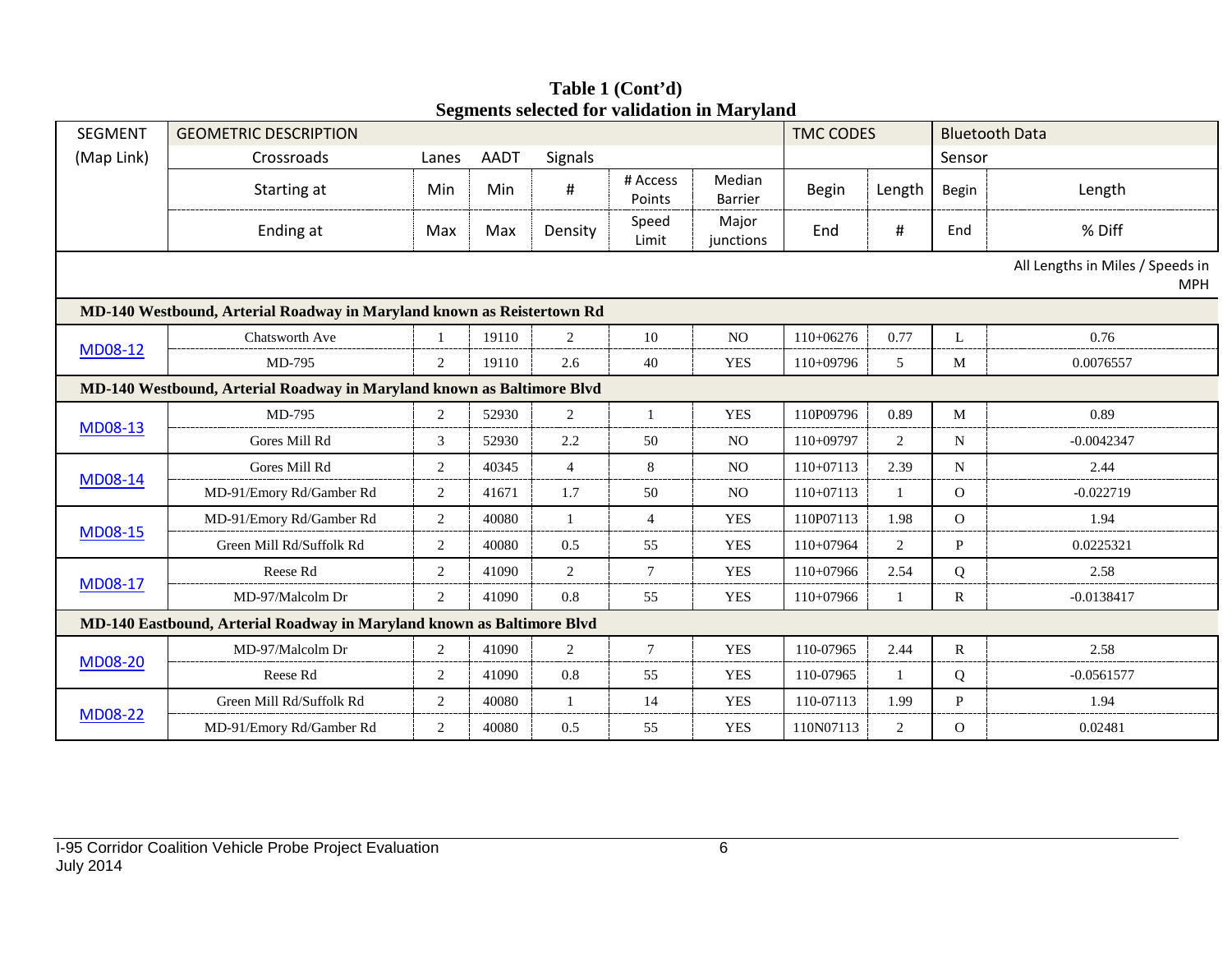**Table 1 (Cont'd)**
**Segments selected for validation in Maryland**

| SEGMENT (Map Link) | GEOMETRIC DESCRIPTION Crossroads | Lanes | AADT | Signals | | | TMC CODES | | Bluetooth Data Sensor | |
|---|---|---|---|---|---|---|---|---|---|---|
| | Starting at | Min | Min | # | # Access Points | Median Barrier | Begin | Length | Begin | Length |
| | Ending at | Max | Max | Density | Speed Limit | Major junctions | End | # | End | % Diff |
| | | | | | | | | | | All Lengths in Miles / Speeds in MPH |
| **MD-140 Westbound, Arterial Roadway in Maryland known as Reistertown Rd** | | | | | | | | | | |
| MD08-12 | Chatsworth Ave | 1 | 19110 | 2 | 10 | NO | 110+06276 | 0.77 | L | 0.76 |
| | MD-795 | 2 | 19110 | 2.6 | 40 | YES | 110+09796 | 5 | M | 0.0076557 |
| **MD-140 Westbound, Arterial Roadway in Maryland known as Baltimore Blvd** | | | | | | | | | | |
| MD08-13 | MD-795 | 2 | 52930 | 2 | 1 | YES | 110P09796 | 0.89 | M | 0.89 |
| | Gores Mill Rd | 3 | 52930 | 2.2 | 50 | NO | 110+09797 | 2 | N | -0.0042347 |
| MD08-14 | Gores Mill Rd | 2 | 40345 | 4 | 8 | NO | 110+07113 | 2.39 | N | 2.44 |
| | MD-91/Emory Rd/Gamber Rd | 2 | 41671 | 1.7 | 50 | NO | 110+07113 | 1 | O | -0.022719 |
| MD08-15 | MD-91/Emory Rd/Gamber Rd | 2 | 40080 | 1 | 4 | YES | 110P07113 | 1.98 | O | 1.94 |
| | Green Mill Rd/Suffolk Rd | 2 | 40080 | 0.5 | 55 | YES | 110+07964 | 2 | P | 0.0225321 |
| MD08-17 | Reese Rd | 2 | 41090 | 2 | 7 | YES | 110+07966 | 2.54 | Q | 2.58 |
| | MD-97/Malcolm Dr | 2 | 41090 | 0.8 | 55 | YES | 110+07966 | 1 | R | -0.0138417 |
| **MD-140 Eastbound, Arterial Roadway in Maryland known as Baltimore Blvd** | | | | | | | | | | |
| MD08-20 | MD-97/Malcolm Dr | 2 | 41090 | 2 | 7 | YES | 110-07965 | 2.44 | R | 2.58 |
| | Reese Rd | 2 | 41090 | 0.8 | 55 | YES | 110-07965 | 1 | Q | -0.0561577 |
| MD08-22 | Green Mill Rd/Suffolk Rd | 2 | 40080 | 1 | 14 | YES | 110-07113 | 1.99 | P | 1.94 |
| | MD-91/Emory Rd/Gamber Rd | 2 | 40080 | 0.5 | 55 | YES | 110N07113 | 2 | O | 0.02481 |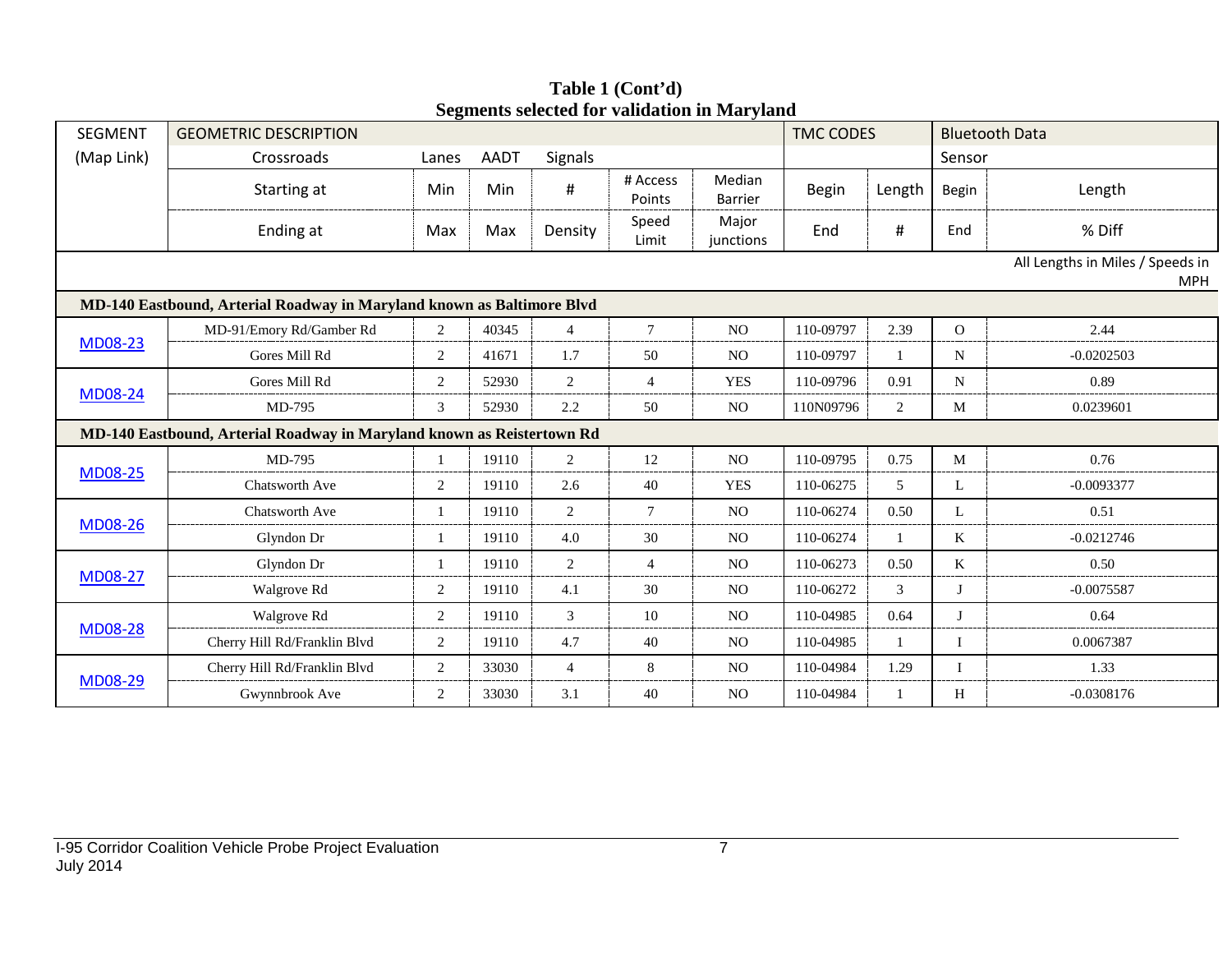**Table 1 (Cont'd)**
**Segments selected for validation in Maryland**

| SEGMENT (Map Link) | GEOMETRIC DESCRIPTION Crossroads | Lanes | AADT | Signals | | | TMC CODES | | Bluetooth Data Sensor | |
|---|---|---|---|---|---|---|---|---|---|---|
| | Starting at | Min | Min | # | # Access Points | Median Barrier | Begin | Length | Begin | Length |
| | Ending at | Max | Max | Density | Speed Limit | Major junctions | End | # | End | % Diff |
| | | | | | | | | | | All Lengths in Miles / Speeds in MPH |
| **MD-140 Eastbound, Arterial Roadway in Maryland known as Baltimore Blvd** | | | | | | | | | | |
| MD08-23 | MD-91/Emory Rd/Gamber Rd | 2 | 40345 | 4 | 7 | NO | 110-09797 | 2.39 | O | 2.44 |
| | Gores Mill Rd | 2 | 41671 | 1.7 | 50 | NO | 110-09797 | 1 | N | -0.0202503 |
| MD08-24 | Gores Mill Rd | 2 | 52930 | 2 | 4 | YES | 110-09796 | 0.91 | N | 0.89 |
| | MD-795 | 3 | 52930 | 2.2 | 50 | NO | 110N09796 | 2 | M | 0.0239601 |
| **MD-140 Eastbound, Arterial Roadway in Maryland known as Reistertown Rd** | | | | | | | | | | |
| MD08-25 | MD-795 | 1 | 19110 | 2 | 12 | NO | 110-09795 | 0.75 | M | 0.76 |
| | Chatsworth Ave | 2 | 19110 | 2.6 | 40 | YES | 110-06275 | 5 | L | -0.0093377 |
| MD08-26 | Chatsworth Ave | 1 | 19110 | 2 | 7 | NO | 110-06274 | 0.50 | L | 0.51 |
| | Glyndon Dr | 1 | 19110 | 4.0 | 30 | NO | 110-06274 | 1 | K | -0.0212746 |
| MD08-27 | Glyndon Dr | 1 | 19110 | 2 | 4 | NO | 110-06273 | 0.50 | K | 0.50 |
| | Walgrove Rd | 2 | 19110 | 4.1 | 30 | NO | 110-06272 | 3 | J | -0.0075587 |
| MD08-28 | Walgrove Rd | 2 | 19110 | 3 | 10 | NO | 110-04985 | 0.64 | J | 0.64 |
| | Cherry Hill Rd/Franklin Blvd | 2 | 19110 | 4.7 | 40 | NO | 110-04985 | 1 | I | 0.0067387 |
| MD08-29 | Cherry Hill Rd/Franklin Blvd | 2 | 33030 | 4 | 8 | NO | 110-04984 | 1.29 | I | 1.33 |
| | Gwynnbrook Ave | 2 | 33030 | 3.1 | 40 | NO | 110-04984 | 1 | H | -0.0308176 |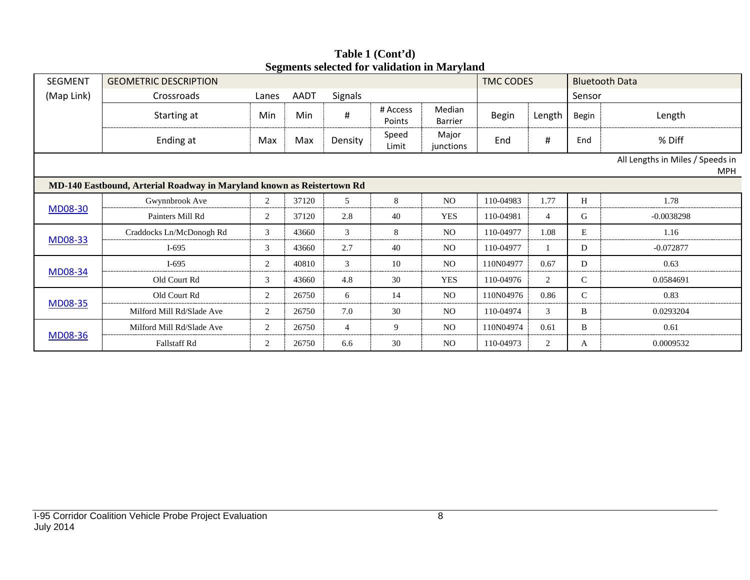**Table 1 (Cont'd)**
**Segments selected for validation in Maryland**

| SEGMENT (Map Link) | GEOMETRIC DESCRIPTION Crossroads Starting at / Ending at | Lanes Min / Max | AADT Min / Max | Signals # / Density | # Access Points / Speed Limit | Median Barrier / Major junctions | TMC CODES Begin / End | Length / # | Bluetooth Data Sensor Begin / End | Length / % Diff |
|---|---|---|---|---|---|---|---|---|---|---|
| | | | | | | | | | | All Lengths in Miles / Speeds in MPH |
| **MD-140 Eastbound, Arterial Roadway in Maryland known as Reistertown Rd** | | | | | | | | | | |
| MD08-30 | Gwynnbrook Ave | 2 | 37120 | 5 | 8 | NO | 110-04983 | 1.77 | H | 1.78 |
| | Painters Mill Rd | 2 | 37120 | 2.8 | 40 | YES | 110-04981 | 4 | G | -0.0038298 |
| MD08-33 | Craddocks Ln/McDonogh Rd | 3 | 43660 | 3 | 8 | NO | 110-04977 | 1.08 | E | 1.16 |
| | I-695 | 3 | 43660 | 2.7 | 40 | NO | 110-04977 | 1 | D | -0.072877 |
| MD08-34 | I-695 | 2 | 40810 | 3 | 10 | NO | 110N04977 | 0.67 | D | 0.63 |
| | Old Court Rd | 3 | 43660 | 4.8 | 30 | YES | 110-04976 | 2 | C | 0.0584691 |
| MD08-35 | Old Court Rd | 2 | 26750 | 6 | 14 | NO | 110N04976 | 0.86 | C | 0.83 |
| | Milford Mill Rd/Slade Ave | 2 | 26750 | 7.0 | 30 | NO | 110-04974 | 3 | B | 0.0293204 |
| MD08-36 | Milford Mill Rd/Slade Ave | 2 | 26750 | 4 | 9 | NO | 110N04974 | 0.61 | B | 0.61 |
| | Fallstaff Rd | 2 | 26750 | 6.6 | 30 | NO | 110-04973 | 2 | A | 0.0009532 |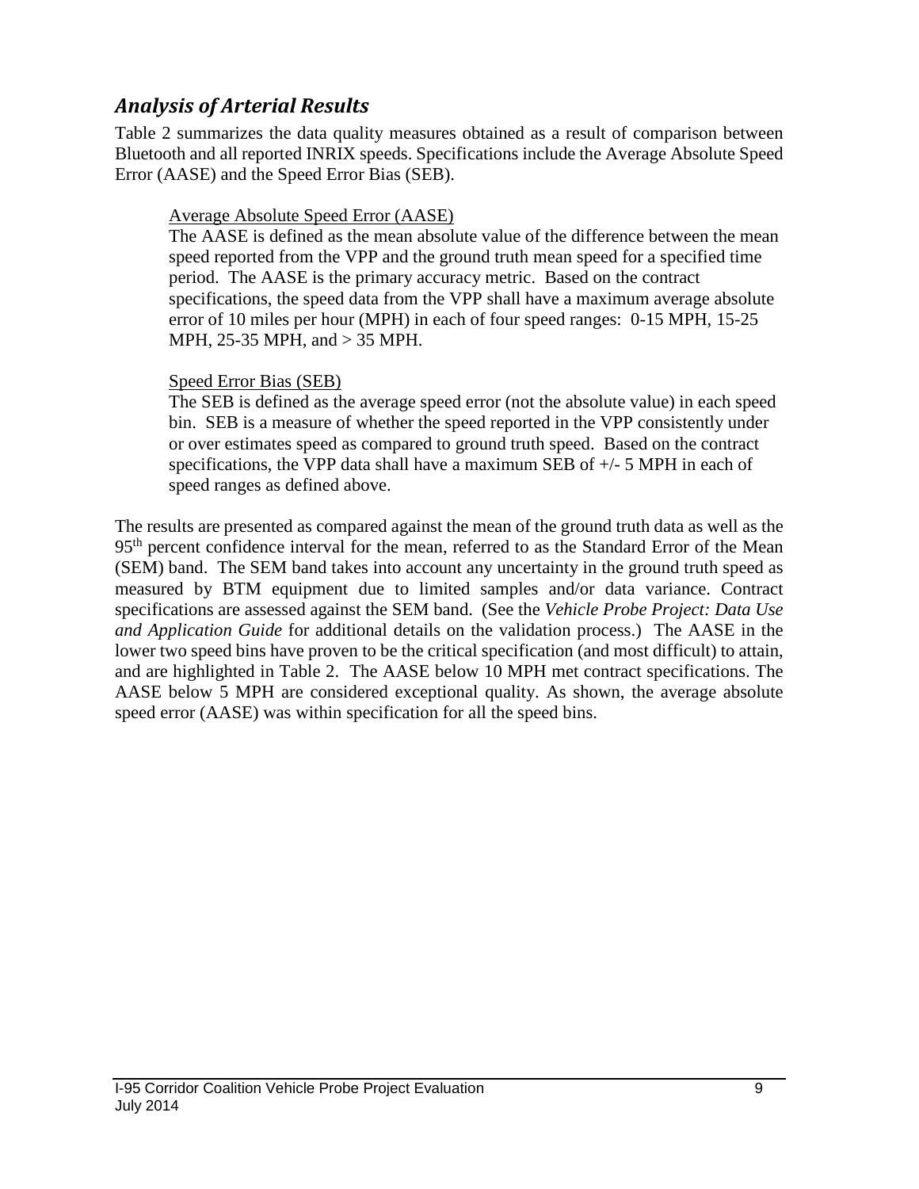### *Analysis of Arterial Results*

Table 2 summarizes the data quality measures obtained as a result of comparison between Bluetooth and all reported INRIX speeds. Specifications include the Average Absolute Speed Error (AASE) and the Speed Error Bias (SEB).

> Average Absolute Speed Error (AASE)
>
> The AASE is defined as the mean absolute value of the difference between the mean speed reported from the VPP and the ground truth mean speed for a specified time period. The AASE is the primary accuracy metric. Based on the contract specifications, the speed data from the VPP shall have a maximum average absolute error of 10 miles per hour (MPH) in each of four speed ranges: 0-15 MPH, 15-25 MPH, 25-35 MPH, and > 35 MPH.
>
> Speed Error Bias (SEB)
>
> The SEB is defined as the average speed error (not the absolute value) in each speed bin. SEB is a measure of whether the speed reported in the VPP consistently under or over estimates speed as compared to ground truth speed. Based on the contract specifications, the VPP data shall have a maximum SEB of +/- 5 MPH in each of speed ranges as defined above.

The results are presented as compared against the mean of the ground truth data as well as the 95th percent confidence interval for the mean, referred to as the Standard Error of the Mean (SEM) band. The SEM band takes into account any uncertainty in the ground truth speed as measured by BTM equipment due to limited samples and/or data variance. Contract specifications are assessed against the SEM band. (See the *Vehicle Probe Project: Data Use and Application Guide* for additional details on the validation process.) The AASE in the lower two speed bins have proven to be the critical specification (and most difficult) to attain, and are highlighted in Table 2. The AASE below 10 MPH met contract specifications. The AASE below 5 MPH are considered exceptional quality. As shown, the average absolute speed error (AASE) was within specification for all the speed bins.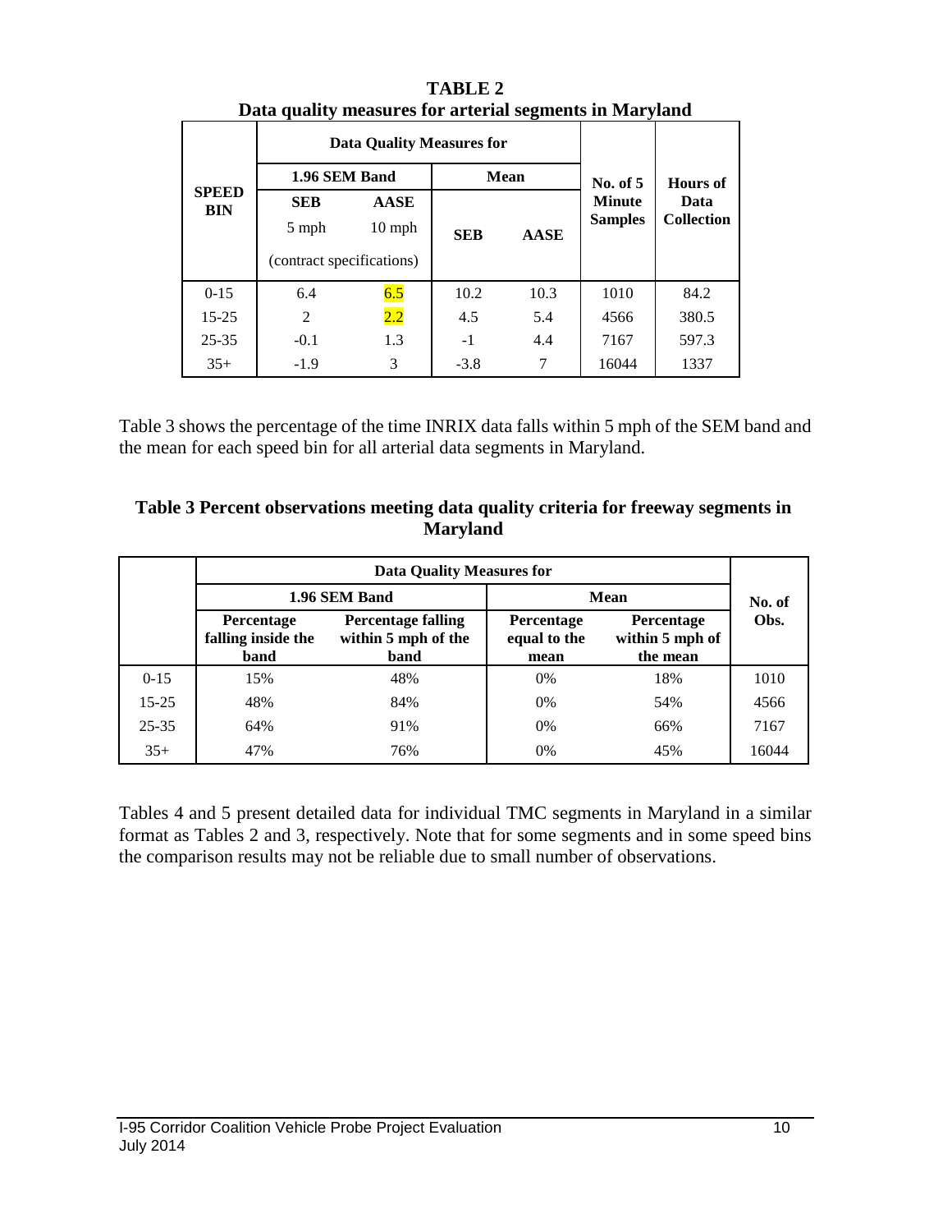**TABLE 2**
**Data quality measures for arterial segments in Maryland**

| SPEED BIN | Data Quality Measures for | | | | No. of 5 Minute Samples | Hours of Data Collection |
|---|---|---|---|---|---|---|
| | 1.96 SEM Band | | Mean | | | |
| | SEB 5 mph (contract specifications) | AASE 10 mph (contract specifications) | SEB | AASE | | |
| 0-15 | 6.4 | 6.5 | 10.2 | 10.3 | 1010 | 84.2 |
| 15-25 | 2 | 2.2 | 4.5 | 5.4 | 4566 | 380.5 |
| 25-35 | -0.1 | 1.3 | -1 | 4.4 | 7167 | 597.3 |
| 35+ | -1.9 | 3 | -3.8 | 7 | 16044 | 1337 |

Table 3 shows the percentage of the time INRIX data falls within 5 mph of the SEM band and the mean for each speed bin for all arterial data segments in Maryland.

**Table 3 Percent observations meeting data quality criteria for freeway segments in Maryland**

| | Data Quality Measures for | | | | No. of Obs. |
|---|---|---|---|---|---|
| | 1.96 SEM Band | | Mean | | |
| | Percentage falling inside the band | Percentage falling within 5 mph of the band | Percentage equal to the mean | Percentage within 5 mph of the mean | |
| 0-15 | 15% | 48% | 0% | 18% | 1010 |
| 15-25 | 48% | 84% | 0% | 54% | 4566 |
| 25-35 | 64% | 91% | 0% | 66% | 7167 |
| 35+ | 47% | 76% | 0% | 45% | 16044 |

Tables 4 and 5 present detailed data for individual TMC segments in Maryland in a similar format as Tables 2 and 3, respectively. Note that for some segments and in some speed bins the comparison results may not be reliable due to small number of observations.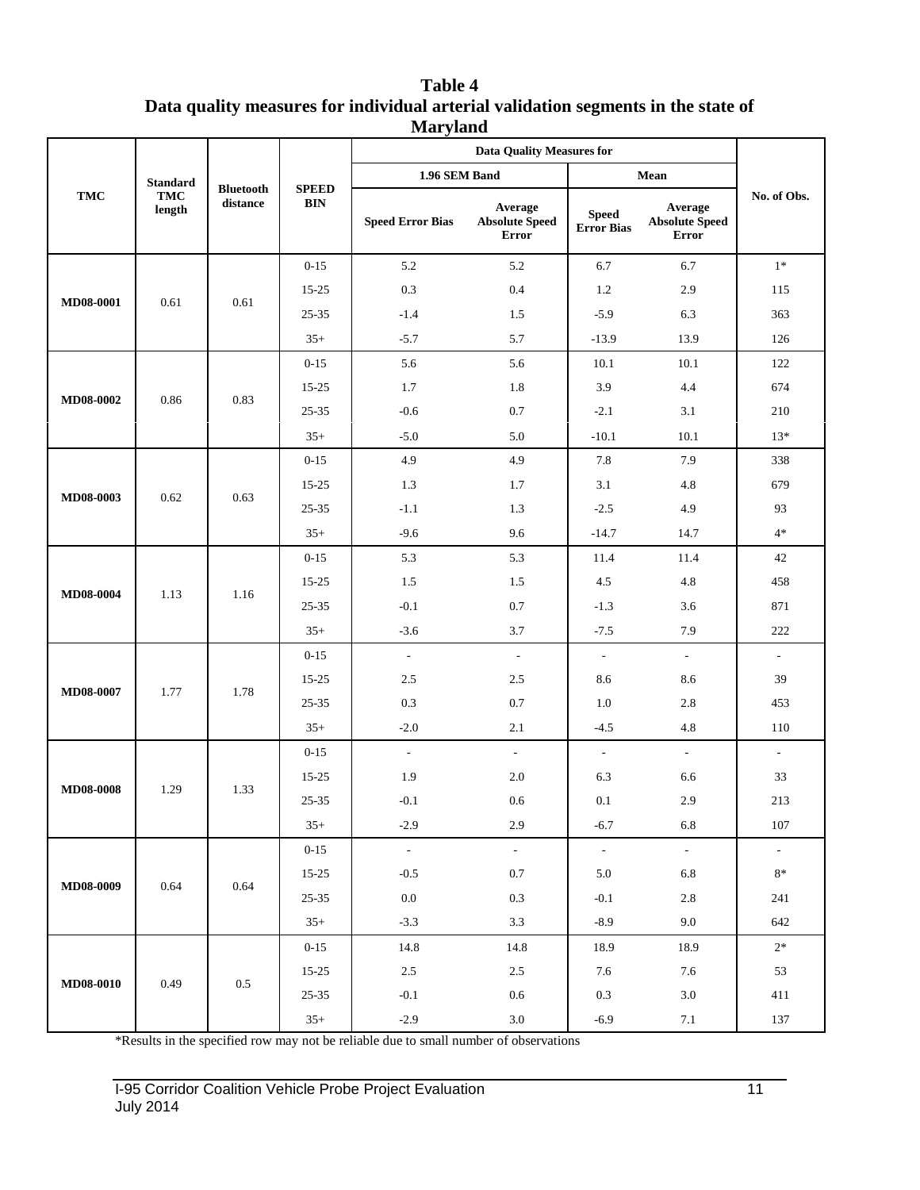**Table 4**
**Data quality measures for individual arterial validation segments in the state of Maryland**

| TMC | Standard TMC length | Bluetooth distance | SPEED BIN | Data Quality Measures for | | | | No. of Obs. |
|---|---|---|---|---|---|---|---|---|
| | | | | 1.96 SEM Band | | Mean | | |
| | | | | Speed Error Bias | Average Absolute Speed Error | Speed Error Bias | Average Absolute Speed Error | |
| MD08-0001 | 0.61 | 0.61 | 0-15 | 5.2 | 5.2 | 6.7 | 6.7 | 1* |
| | | | 15-25 | 0.3 | 0.4 | 1.2 | 2.9 | 115 |
| | | | 25-35 | -1.4 | 1.5 | -5.9 | 6.3 | 363 |
| | | | 35+ | -5.7 | 5.7 | -13.9 | 13.9 | 126 |
| MD08-0002 | 0.86 | 0.83 | 0-15 | 5.6 | 5.6 | 10.1 | 10.1 | 122 |
| | | | 15-25 | 1.7 | 1.8 | 3.9 | 4.4 | 674 |
| | | | 25-35 | -0.6 | 0.7 | -2.1 | 3.1 | 210 |
| | | | 35+ | -5.0 | 5.0 | -10.1 | 10.1 | 13* |
| MD08-0003 | 0.62 | 0.63 | 0-15 | 4.9 | 4.9 | 7.8 | 7.9 | 338 |
| | | | 15-25 | 1.3 | 1.7 | 3.1 | 4.8 | 679 |
| | | | 25-35 | -1.1 | 1.3 | -2.5 | 4.9 | 93 |
| | | | 35+ | -9.6 | 9.6 | -14.7 | 14.7 | 4* |
| MD08-0004 | 1.13 | 1.16 | 0-15 | 5.3 | 5.3 | 11.4 | 11.4 | 42 |
| | | | 15-25 | 1.5 | 1.5 | 4.5 | 4.8 | 458 |
| | | | 25-35 | -0.1 | 0.7 | -1.3 | 3.6 | 871 |
| | | | 35+ | -3.6 | 3.7 | -7.5 | 7.9 | 222 |
| MD08-0007 | 1.77 | 1.78 | 0-15 | - | - | - | - | - |
| | | | 15-25 | 2.5 | 2.5 | 8.6 | 8.6 | 39 |
| | | | 25-35 | 0.3 | 0.7 | 1.0 | 2.8 | 453 |
| | | | 35+ | -2.0 | 2.1 | -4.5 | 4.8 | 110 |
| MD08-0008 | 1.29 | 1.33 | 0-15 | - | - | - | - | - |
| | | | 15-25 | 1.9 | 2.0 | 6.3 | 6.6 | 33 |
| | | | 25-35 | -0.1 | 0.6 | 0.1 | 2.9 | 213 |
| | | | 35+ | -2.9 | 2.9 | -6.7 | 6.8 | 107 |
| MD08-0009 | 0.64 | 0.64 | 0-15 | - | - | - | - | - |
| | | | 15-25 | -0.5 | 0.7 | 5.0 | 6.8 | 8* |
| | | | 25-35 | 0.0 | 0.3 | -0.1 | 2.8 | 241 |
| | | | 35+ | -3.3 | 3.3 | -8.9 | 9.0 | 642 |
| MD08-0010 | 0.49 | 0.5 | 0-15 | 14.8 | 14.8 | 18.9 | 18.9 | 2* |
| | | | 15-25 | 2.5 | 2.5 | 7.6 | 7.6 | 53 |
| | | | 25-35 | -0.1 | 0.6 | 0.3 | 3.0 | 411 |
| | | | 35+ | -2.9 | 3.0 | -6.9 | 7.1 | 137 |

*Results in the specified row may not be reliable due to small number of observations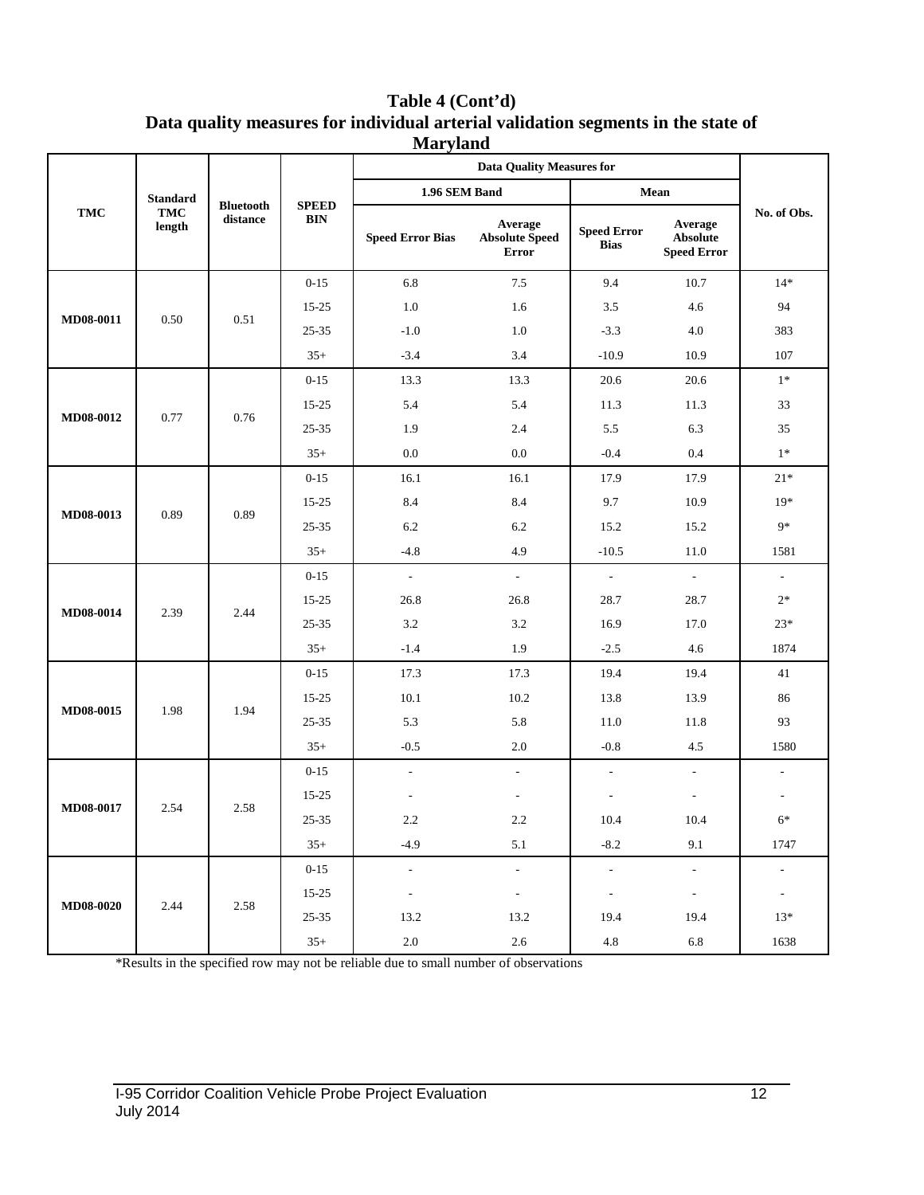**Table 4 (Cont'd)**
**Data quality measures for individual arterial validation segments in the state of Maryland**

| TMC | Standard TMC length | Bluetooth distance | SPEED BIN | Data Quality Measures for | | | | No. of Obs. |
|---|---|---|---|---|---|---|---|---|
| | | | | 1.96 SEM Band | | Mean | | |
| | | | | Speed Error Bias | Average Absolute Speed Error | Speed Error Bias | Average Absolute Speed Error | |
| MD08-0011 | 0.50 | 0.51 | 0-15 | 6.8 | 7.5 | 9.4 | 10.7 | 14* |
| | | | 15-25 | 1.0 | 1.6 | 3.5 | 4.6 | 94 |
| | | | 25-35 | -1.0 | 1.0 | -3.3 | 4.0 | 383 |
| | | | 35+ | -3.4 | 3.4 | -10.9 | 10.9 | 107 |
| MD08-0012 | 0.77 | 0.76 | 0-15 | 13.3 | 13.3 | 20.6 | 20.6 | 1* |
| | | | 15-25 | 5.4 | 5.4 | 11.3 | 11.3 | 33 |
| | | | 25-35 | 1.9 | 2.4 | 5.5 | 6.3 | 35 |
| | | | 35+ | 0.0 | 0.0 | -0.4 | 0.4 | 1* |
| MD08-0013 | 0.89 | 0.89 | 0-15 | 16.1 | 16.1 | 17.9 | 17.9 | 21* |
| | | | 15-25 | 8.4 | 8.4 | 9.7 | 10.9 | 19* |
| | | | 25-35 | 6.2 | 6.2 | 15.2 | 15.2 | 9* |
| | | | 35+ | -4.8 | 4.9 | -10.5 | 11.0 | 1581 |
| MD08-0014 | 2.39 | 2.44 | 0-15 | - | - | - | - | - |
| | | | 15-25 | 26.8 | 26.8 | 28.7 | 28.7 | 2* |
| | | | 25-35 | 3.2 | 3.2 | 16.9 | 17.0 | 23* |
| | | | 35+ | -1.4 | 1.9 | -2.5 | 4.6 | 1874 |
| MD08-0015 | 1.98 | 1.94 | 0-15 | 17.3 | 17.3 | 19.4 | 19.4 | 41 |
| | | | 15-25 | 10.1 | 10.2 | 13.8 | 13.9 | 86 |
| | | | 25-35 | 5.3 | 5.8 | 11.0 | 11.8 | 93 |
| | | | 35+ | -0.5 | 2.0 | -0.8 | 4.5 | 1580 |
| MD08-0017 | 2.54 | 2.58 | 0-15 | - | - | - | - | - |
| | | | 15-25 | - | - | - | - | - |
| | | | 25-35 | 2.2 | 2.2 | 10.4 | 10.4 | 6* |
| | | | 35+ | -4.9 | 5.1 | -8.2 | 9.1 | 1747 |
| MD08-0020 | 2.44 | 2.58 | 0-15 | - | - | - | - | - |
| | | | 15-25 | - | - | - | - | - |
| | | | 25-35 | 13.2 | 13.2 | 19.4 | 19.4 | 13* |
| | | | 35+ | 2.0 | 2.6 | 4.8 | 6.8 | 1638 |

*Results in the specified row may not be reliable due to small number of observations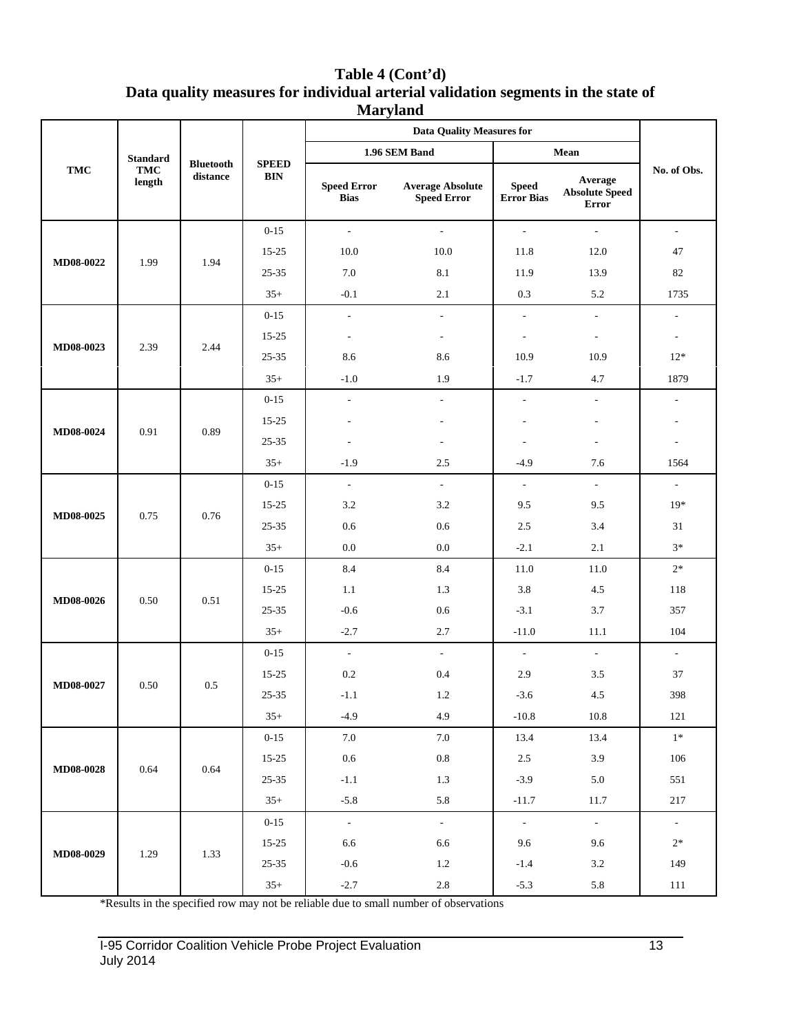**Table 4 (Cont'd)**
**Data quality measures for individual arterial validation segments in the state of Maryland**

| TMC | Standard TMC length | Bluetooth distance | SPEED BIN | Data Quality Measures for | | | | No. of Obs. |
|---|---|---|---|---|---|---|---|---|
| | | | | 1.96 SEM Band | | Mean | | |
| | | | | Speed Error Bias | Average Absolute Speed Error | Speed Error Bias | Average Absolute Speed Error | |
| MD08-0022 | 1.99 | 1.94 | 0-15 | - | - | - | - | - |
| | | | 15-25 | 10.0 | 10.0 | 11.8 | 12.0 | 47 |
| | | | 25-35 | 7.0 | 8.1 | 11.9 | 13.9 | 82 |
| | | | 35+ | -0.1 | 2.1 | 0.3 | 5.2 | 1735 |
| MD08-0023 | 2.39 | 2.44 | 0-15 | - | - | - | - | - |
| | | | 15-25 | - | - | - | - | - |
| | | | 25-35 | 8.6 | 8.6 | 10.9 | 10.9 | 12* |
| | | | 35+ | -1.0 | 1.9 | -1.7 | 4.7 | 1879 |
| MD08-0024 | 0.91 | 0.89 | 0-15 | - | - | - | - | - |
| | | | 15-25 | - | - | - | - | - |
| | | | 25-35 | - | - | - | - | - |
| | | | 35+ | -1.9 | 2.5 | -4.9 | 7.6 | 1564 |
| MD08-0025 | 0.75 | 0.76 | 0-15 | - | - | - | - | - |
| | | | 15-25 | 3.2 | 3.2 | 9.5 | 9.5 | 19* |
| | | | 25-35 | 0.6 | 0.6 | 2.5 | 3.4 | 31 |
| | | | 35+ | 0.0 | 0.0 | -2.1 | 2.1 | 3* |
| MD08-0026 | 0.50 | 0.51 | 0-15 | 8.4 | 8.4 | 11.0 | 11.0 | 2* |
| | | | 15-25 | 1.1 | 1.3 | 3.8 | 4.5 | 118 |
| | | | 25-35 | -0.6 | 0.6 | -3.1 | 3.7 | 357 |
| | | | 35+ | -2.7 | 2.7 | -11.0 | 11.1 | 104 |
| MD08-0027 | 0.50 | 0.5 | 0-15 | - | - | - | - | - |
| | | | 15-25 | 0.2 | 0.4 | 2.9 | 3.5 | 37 |
| | | | 25-35 | -1.1 | 1.2 | -3.6 | 4.5 | 398 |
| | | | 35+ | -4.9 | 4.9 | -10.8 | 10.8 | 121 |
| MD08-0028 | 0.64 | 0.64 | 0-15 | 7.0 | 7.0 | 13.4 | 13.4 | 1* |
| | | | 15-25 | 0.6 | 0.8 | 2.5 | 3.9 | 106 |
| | | | 25-35 | -1.1 | 1.3 | -3.9 | 5.0 | 551 |
| | | | 35+ | -5.8 | 5.8 | -11.7 | 11.7 | 217 |
| MD08-0029 | 1.29 | 1.33 | 0-15 | - | - | - | - | - |
| | | | 15-25 | 6.6 | 6.6 | 9.6 | 9.6 | 2* |
| | | | 25-35 | -0.6 | 1.2 | -1.4 | 3.2 | 149 |
| | | | 35+ | -2.7 | 2.8 | -5.3 | 5.8 | 111 |

*Results in the specified row may not be reliable due to small number of observations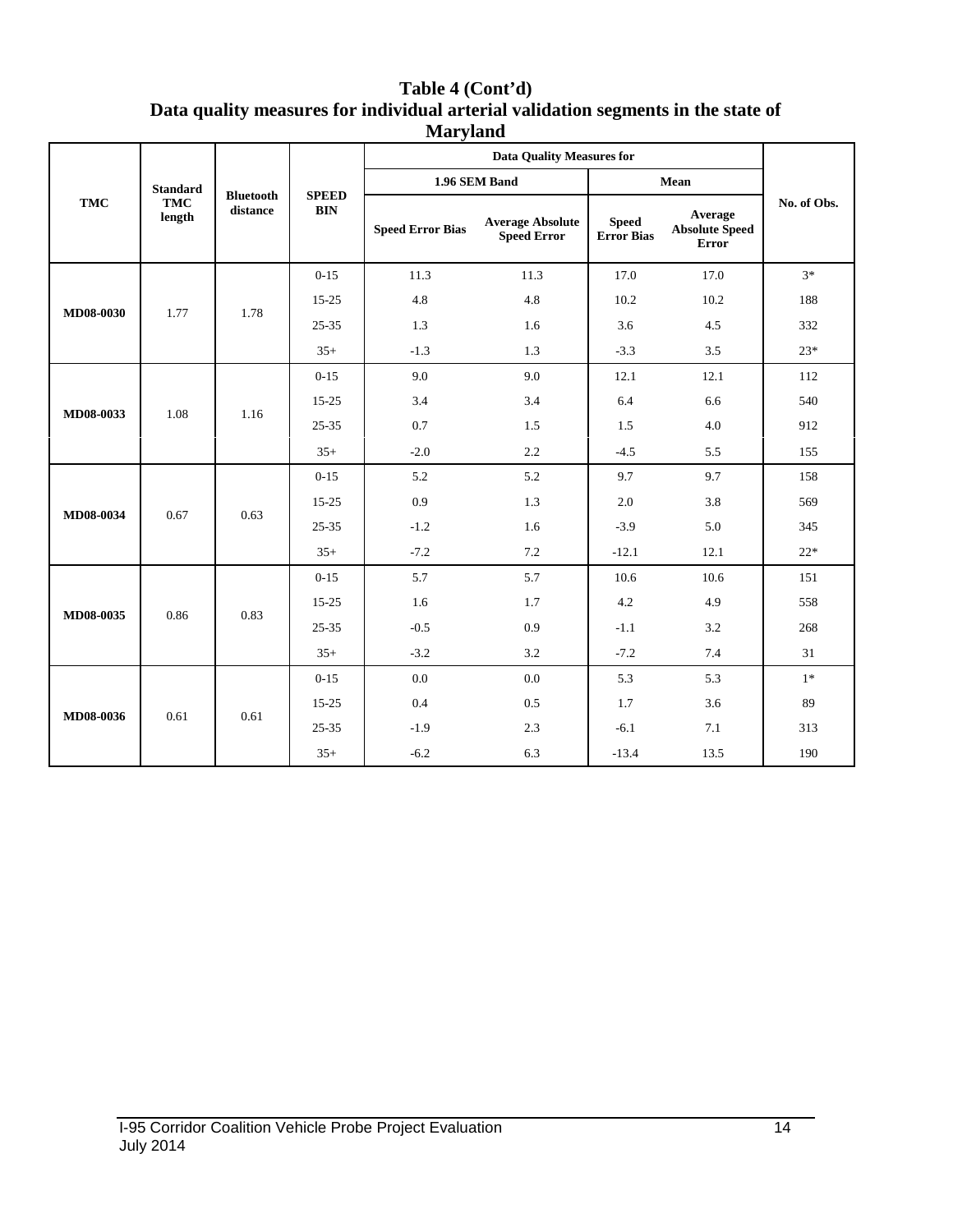**Table 4 (Cont'd)**
**Data quality measures for individual arterial validation segments in the state of Maryland**

| TMC | Standard TMC length | Bluetooth distance | SPEED BIN | Data Quality Measures for | | | | No. of Obs. |
|---|---|---|---|---|---|---|---|---|
| | | | | 1.96 SEM Band | | Mean | | |
| | | | | Speed Error Bias | Average Absolute Speed Error | Speed Error Bias | Average Absolute Speed Error | |
| MD08-0030 | 1.77 | 1.78 | 0-15 | 11.3 | 11.3 | 17.0 | 17.0 | 3* |
| | | | 15-25 | 4.8 | 4.8 | 10.2 | 10.2 | 188 |
| | | | 25-35 | 1.3 | 1.6 | 3.6 | 4.5 | 332 |
| | | | 35+ | -1.3 | 1.3 | -3.3 | 3.5 | 23* |
| MD08-0033 | 1.08 | 1.16 | 0-15 | 9.0 | 9.0 | 12.1 | 12.1 | 112 |
| | | | 15-25 | 3.4 | 3.4 | 6.4 | 6.6 | 540 |
| | | | 25-35 | 0.7 | 1.5 | 1.5 | 4.0 | 912 |
| | | | 35+ | -2.0 | 2.2 | -4.5 | 5.5 | 155 |
| MD08-0034 | 0.67 | 0.63 | 0-15 | 5.2 | 5.2 | 9.7 | 9.7 | 158 |
| | | | 15-25 | 0.9 | 1.3 | 2.0 | 3.8 | 569 |
| | | | 25-35 | -1.2 | 1.6 | -3.9 | 5.0 | 345 |
| | | | 35+ | -7.2 | 7.2 | -12.1 | 12.1 | 22* |
| MD08-0035 | 0.86 | 0.83 | 0-15 | 5.7 | 5.7 | 10.6 | 10.6 | 151 |
| | | | 15-25 | 1.6 | 1.7 | 4.2 | 4.9 | 558 |
| | | | 25-35 | -0.5 | 0.9 | -1.1 | 3.2 | 268 |
| | | | 35+ | -3.2 | 3.2 | -7.2 | 7.4 | 31 |
| MD08-0036 | 0.61 | 0.61 | 0-15 | 0.0 | 0.0 | 5.3 | 5.3 | 1* |
| | | | 15-25 | 0.4 | 0.5 | 1.7 | 3.6 | 89 |
| | | | 25-35 | -1.9 | 2.3 | -6.1 | 7.1 | 313 |
| | | | 35+ | -6.2 | 6.3 | -13.4 | 13.5 | 190 |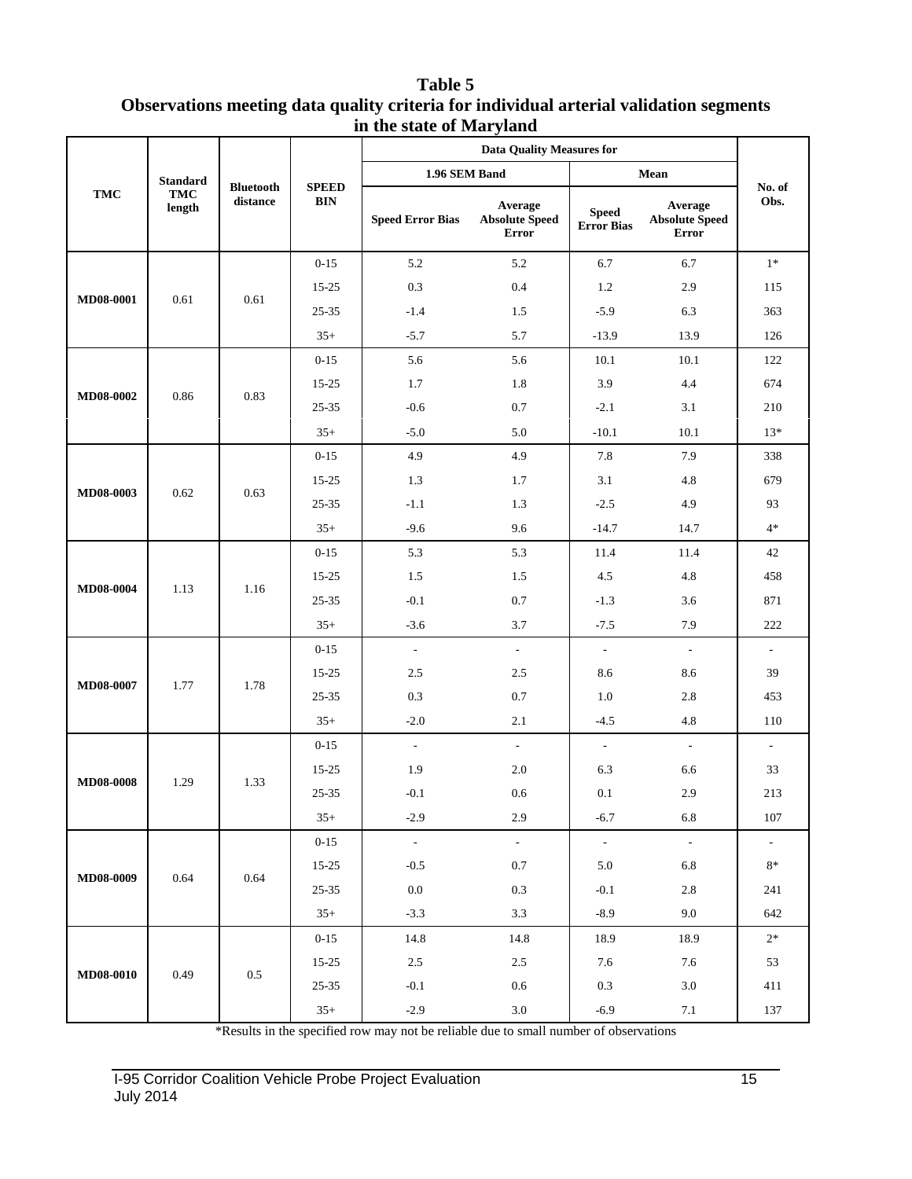**Table 5**
**Observations meeting data quality criteria for individual arterial validation segments in the state of Maryland**

| TMC | Standard TMC length | Bluetooth distance | SPEED BIN | Data Quality Measures for | | | | No. of Obs. |
|---|---|---|---|---|---|---|---|---|
| | | | | 1.96 SEM Band | | Mean | | |
| | | | | Speed Error Bias | Average Absolute Speed Error | Speed Error Bias | Average Absolute Speed Error | |
| MD08-0001 | 0.61 | 0.61 | 0-15 | 5.2 | 5.2 | 6.7 | 6.7 | 1* |
| | | | 15-25 | 0.3 | 0.4 | 1.2 | 2.9 | 115 |
| | | | 25-35 | -1.4 | 1.5 | -5.9 | 6.3 | 363 |
| | | | 35+ | -5.7 | 5.7 | -13.9 | 13.9 | 126 |
| MD08-0002 | 0.86 | 0.83 | 0-15 | 5.6 | 5.6 | 10.1 | 10.1 | 122 |
| | | | 15-25 | 1.7 | 1.8 | 3.9 | 4.4 | 674 |
| | | | 25-35 | -0.6 | 0.7 | -2.1 | 3.1 | 210 |
| | | | 35+ | -5.0 | 5.0 | -10.1 | 10.1 | 13* |
| MD08-0003 | 0.62 | 0.63 | 0-15 | 4.9 | 4.9 | 7.8 | 7.9 | 338 |
| | | | 15-25 | 1.3 | 1.7 | 3.1 | 4.8 | 679 |
| | | | 25-35 | -1.1 | 1.3 | -2.5 | 4.9 | 93 |
| | | | 35+ | -9.6 | 9.6 | -14.7 | 14.7 | 4* |
| MD08-0004 | 1.13 | 1.16 | 0-15 | 5.3 | 5.3 | 11.4 | 11.4 | 42 |
| | | | 15-25 | 1.5 | 1.5 | 4.5 | 4.8 | 458 |
| | | | 25-35 | -0.1 | 0.7 | -1.3 | 3.6 | 871 |
| | | | 35+ | -3.6 | 3.7 | -7.5 | 7.9 | 222 |
| MD08-0007 | 1.77 | 1.78 | 0-15 | - | - | - | - | - |
| | | | 15-25 | 2.5 | 2.5 | 8.6 | 8.6 | 39 |
| | | | 25-35 | 0.3 | 0.7 | 1.0 | 2.8 | 453 |
| | | | 35+ | -2.0 | 2.1 | -4.5 | 4.8 | 110 |
| MD08-0008 | 1.29 | 1.33 | 0-15 | - | - | - | - | - |
| | | | 15-25 | 1.9 | 2.0 | 6.3 | 6.6 | 33 |
| | | | 25-35 | -0.1 | 0.6 | 0.1 | 2.9 | 213 |
| | | | 35+ | -2.9 | 2.9 | -6.7 | 6.8 | 107 |
| MD08-0009 | 0.64 | 0.64 | 0-15 | - | - | - | - | - |
| | | | 15-25 | -0.5 | 0.7 | 5.0 | 6.8 | 8* |
| | | | 25-35 | 0.0 | 0.3 | -0.1 | 2.8 | 241 |
| | | | 35+ | -3.3 | 3.3 | -8.9 | 9.0 | 642 |
| MD08-0010 | 0.49 | 0.5 | 0-15 | 14.8 | 14.8 | 18.9 | 18.9 | 2* |
| | | | 15-25 | 2.5 | 2.5 | 7.6 | 7.6 | 53 |
| | | | 25-35 | -0.1 | 0.6 | 0.3 | 3.0 | 411 |
| | | | 35+ | -2.9 | 3.0 | -6.9 | 7.1 | 137 |

*Results in the specified row may not be reliable due to small number of observations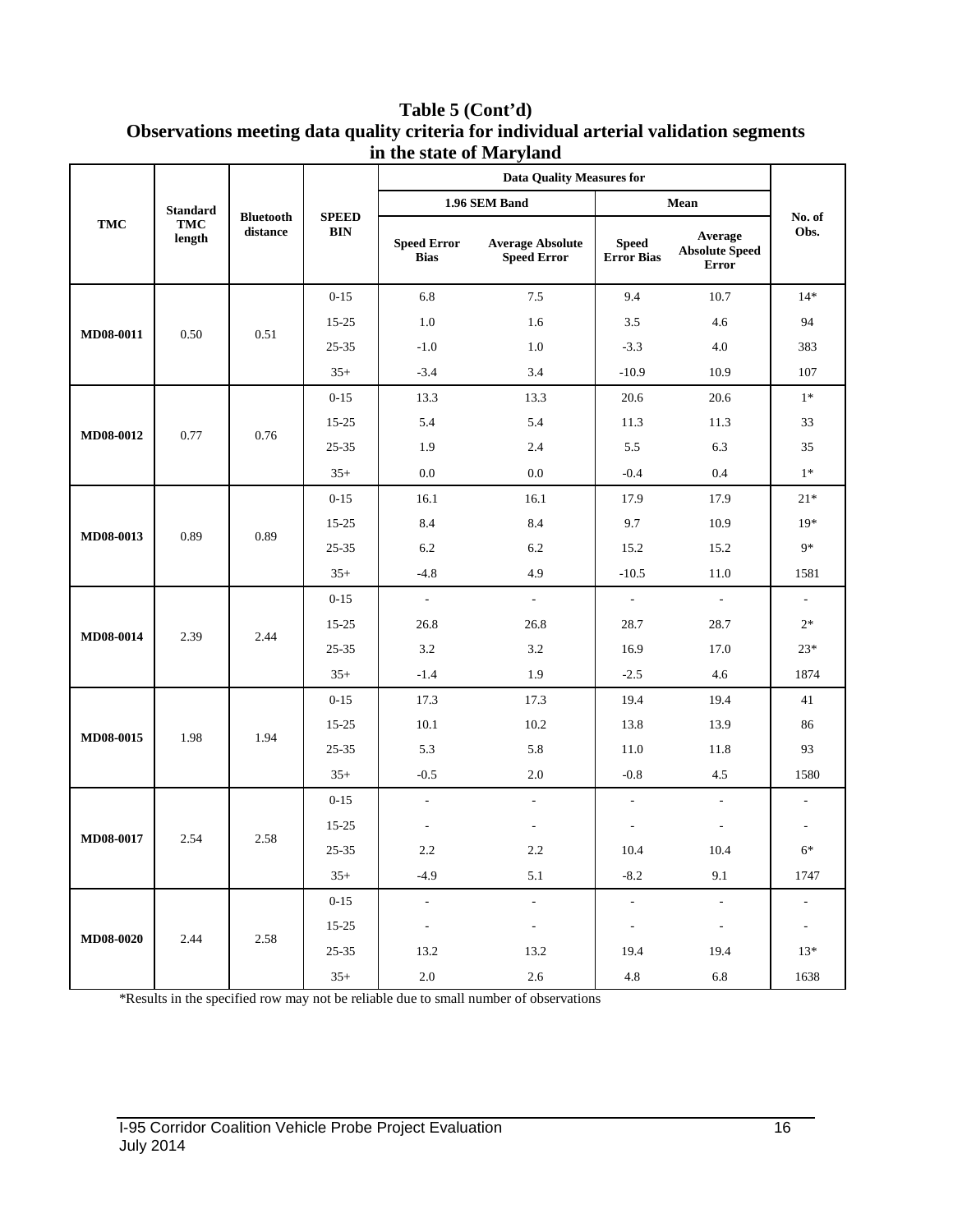**Table 5 (Cont'd)**
**Observations meeting data quality criteria for individual arterial validation segments in the state of Maryland**

| TMC | Standard TMC length | Bluetooth distance | SPEED BIN | Data Quality Measures for | | | | No. of Obs. |
|---|---|---|---|---|---|---|---|---|
| | | | | 1.96 SEM Band | | Mean | | |
| | | | | Speed Error Bias | Average Absolute Speed Error | Speed Error Bias | Average Absolute Speed Error | |
| MD08-0011 | 0.50 | 0.51 | 0-15 | 6.8 | 7.5 | 9.4 | 10.7 | 14* |
| | | | 15-25 | 1.0 | 1.6 | 3.5 | 4.6 | 94 |
| | | | 25-35 | -1.0 | 1.0 | -3.3 | 4.0 | 383 |
| | | | 35+ | -3.4 | 3.4 | -10.9 | 10.9 | 107 |
| MD08-0012 | 0.77 | 0.76 | 0-15 | 13.3 | 13.3 | 20.6 | 20.6 | 1* |
| | | | 15-25 | 5.4 | 5.4 | 11.3 | 11.3 | 33 |
| | | | 25-35 | 1.9 | 2.4 | 5.5 | 6.3 | 35 |
| | | | 35+ | 0.0 | 0.0 | -0.4 | 0.4 | 1* |
| MD08-0013 | 0.89 | 0.89 | 0-15 | 16.1 | 16.1 | 17.9 | 17.9 | 21* |
| | | | 15-25 | 8.4 | 8.4 | 9.7 | 10.9 | 19* |
| | | | 25-35 | 6.2 | 6.2 | 15.2 | 15.2 | 9* |
| | | | 35+ | -4.8 | 4.9 | -10.5 | 11.0 | 1581 |
| MD08-0014 | 2.39 | 2.44 | 0-15 | - | - | - | - | - |
| | | | 15-25 | 26.8 | 26.8 | 28.7 | 28.7 | 2* |
| | | | 25-35 | 3.2 | 3.2 | 16.9 | 17.0 | 23* |
| | | | 35+ | -1.4 | 1.9 | -2.5 | 4.6 | 1874 |
| MD08-0015 | 1.98 | 1.94 | 0-15 | 17.3 | 17.3 | 19.4 | 19.4 | 41 |
| | | | 15-25 | 10.1 | 10.2 | 13.8 | 13.9 | 86 |
| | | | 25-35 | 5.3 | 5.8 | 11.0 | 11.8 | 93 |
| | | | 35+ | -0.5 | 2.0 | -0.8 | 4.5 | 1580 |
| MD08-0017 | 2.54 | 2.58 | 0-15 | - | - | - | - | - |
| | | | 15-25 | - | - | - | - | - |
| | | | 25-35 | 2.2 | 2.2 | 10.4 | 10.4 | 6* |
| | | | 35+ | -4.9 | 5.1 | -8.2 | 9.1 | 1747 |
| MD08-0020 | 2.44 | 2.58 | 0-15 | - | - | - | - | - |
| | | | 15-25 | - | - | - | - | - |
| | | | 25-35 | 13.2 | 13.2 | 19.4 | 19.4 | 13* |
| | | | 35+ | 2.0 | 2.6 | 4.8 | 6.8 | 1638 |

*Results in the specified row may not be reliable due to small number of observations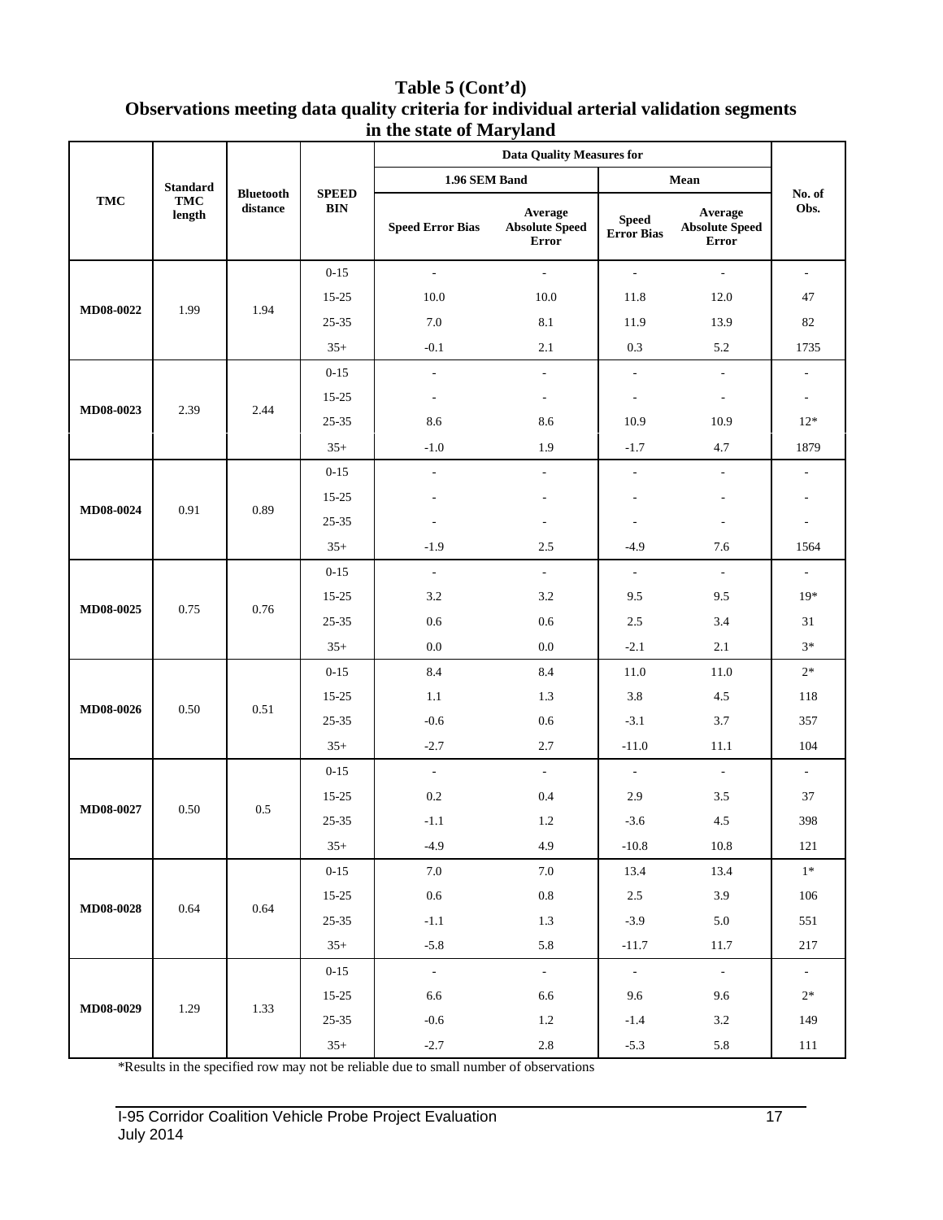**Table 5 (Cont'd)**
**Observations meeting data quality criteria for individual arterial validation segments in the state of Maryland**

| TMC | Standard TMC length | Bluetooth distance | SPEED BIN | Data Quality Measures for | | | | No. of Obs. |
|---|---|---|---|---|---|---|---|---|
| | | | | 1.96 SEM Band | | Mean | | |
| | | | | Speed Error Bias | Average Absolute Speed Error | Speed Error Bias | Average Absolute Speed Error | |
| MD08-0022 | 1.99 | 1.94 | 0-15 | - | - | - | - | - |
| | | | 15-25 | 10.0 | 10.0 | 11.8 | 12.0 | 47 |
| | | | 25-35 | 7.0 | 8.1 | 11.9 | 13.9 | 82 |
| | | | 35+ | -0.1 | 2.1 | 0.3 | 5.2 | 1735 |
| MD08-0023 | 2.39 | 2.44 | 0-15 | - | - | - | - | - |
| | | | 15-25 | - | - | - | - | - |
| | | | 25-35 | 8.6 | 8.6 | 10.9 | 10.9 | 12* |
| | | | 35+ | -1.0 | 1.9 | -1.7 | 4.7 | 1879 |
| MD08-0024 | 0.91 | 0.89 | 0-15 | - | - | - | - | - |
| | | | 15-25 | - | - | - | - | - |
| | | | 25-35 | - | - | - | - | - |
| | | | 35+ | -1.9 | 2.5 | -4.9 | 7.6 | 1564 |
| MD08-0025 | 0.75 | 0.76 | 0-15 | - | - | - | - | - |
| | | | 15-25 | 3.2 | 3.2 | 9.5 | 9.5 | 19* |
| | | | 25-35 | 0.6 | 0.6 | 2.5 | 3.4 | 31 |
| | | | 35+ | 0.0 | 0.0 | -2.1 | 2.1 | 3* |
| MD08-0026 | 0.50 | 0.51 | 0-15 | 8.4 | 8.4 | 11.0 | 11.0 | 2* |
| | | | 15-25 | 1.1 | 1.3 | 3.8 | 4.5 | 118 |
| | | | 25-35 | -0.6 | 0.6 | -3.1 | 3.7 | 357 |
| | | | 35+ | -2.7 | 2.7 | -11.0 | 11.1 | 104 |
| MD08-0027 | 0.50 | 0.5 | 0-15 | - | - | - | - | - |
| | | | 15-25 | 0.2 | 0.4 | 2.9 | 3.5 | 37 |
| | | | 25-35 | -1.1 | 1.2 | -3.6 | 4.5 | 398 |
| | | | 35+ | -4.9 | 4.9 | -10.8 | 10.8 | 121 |
| MD08-0028 | 0.64 | 0.64 | 0-15 | 7.0 | 7.0 | 13.4 | 13.4 | 1* |
| | | | 15-25 | 0.6 | 0.8 | 2.5 | 3.9 | 106 |
| | | | 25-35 | -1.1 | 1.3 | -3.9 | 5.0 | 551 |
| | | | 35+ | -5.8 | 5.8 | -11.7 | 11.7 | 217 |
| MD08-0029 | 1.29 | 1.33 | 0-15 | - | - | - | - | - |
| | | | 15-25 | 6.6 | 6.6 | 9.6 | 9.6 | 2* |
| | | | 25-35 | -0.6 | 1.2 | -1.4 | 3.2 | 149 |
| | | | 35+ | -2.7 | 2.8 | -5.3 | 5.8 | 111 |

*Results in the specified row may not be reliable due to small number of observations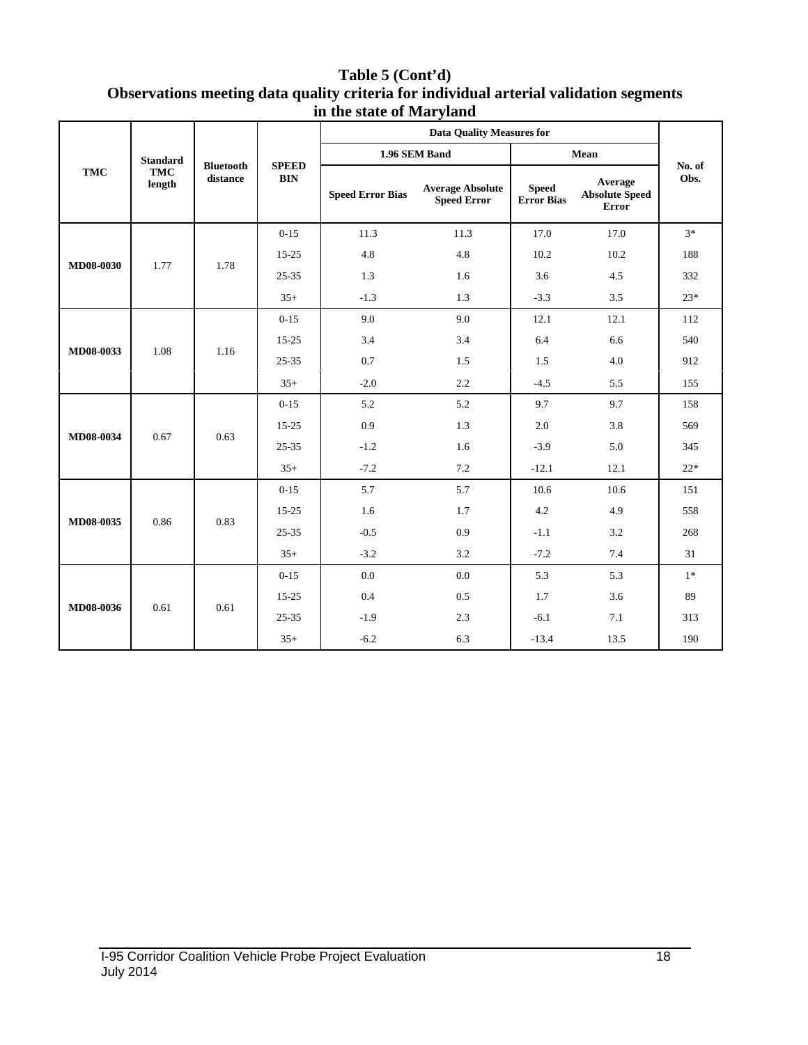**Table 5 (Cont'd)**
**Observations meeting data quality criteria for individual arterial validation segments in the state of Maryland**

| TMC | Standard TMC length | Bluetooth distance | SPEED BIN | Data Quality Measures for | | | | No. of Obs. |
|---|---|---|---|---|---|---|---|---|
| | | | | 1.96 SEM Band | | Mean | | |
| | | | | Speed Error Bias | Average Absolute Speed Error | Speed Error Bias | Average Absolute Speed Error | |
| MD08-0030 | 1.77 | 1.78 | 0-15 | 11.3 | 11.3 | 17.0 | 17.0 | 3* |
| | | | 15-25 | 4.8 | 4.8 | 10.2 | 10.2 | 188 |
| | | | 25-35 | 1.3 | 1.6 | 3.6 | 4.5 | 332 |
| | | | 35+ | -1.3 | 1.3 | -3.3 | 3.5 | 23* |
| MD08-0033 | 1.08 | 1.16 | 0-15 | 9.0 | 9.0 | 12.1 | 12.1 | 112 |
| | | | 15-25 | 3.4 | 3.4 | 6.4 | 6.6 | 540 |
| | | | 25-35 | 0.7 | 1.5 | 1.5 | 4.0 | 912 |
| | | | 35+ | -2.0 | 2.2 | -4.5 | 5.5 | 155 |
| MD08-0034 | 0.67 | 0.63 | 0-15 | 5.2 | 5.2 | 9.7 | 9.7 | 158 |
| | | | 15-25 | 0.9 | 1.3 | 2.0 | 3.8 | 569 |
| | | | 25-35 | -1.2 | 1.6 | -3.9 | 5.0 | 345 |
| | | | 35+ | -7.2 | 7.2 | -12.1 | 12.1 | 22* |
| MD08-0035 | 0.86 | 0.83 | 0-15 | 5.7 | 5.7 | 10.6 | 10.6 | 151 |
| | | | 15-25 | 1.6 | 1.7 | 4.2 | 4.9 | 558 |
| | | | 25-35 | -0.5 | 0.9 | -1.1 | 3.2 | 268 |
| | | | 35+ | -3.2 | 3.2 | -7.2 | 7.4 | 31 |
| MD08-0036 | 0.61 | 0.61 | 0-15 | 0.0 | 0.0 | 5.3 | 5.3 | 1* |
| | | | 15-25 | 0.4 | 0.5 | 1.7 | 3.6 | 89 |
| | | | 25-35 | -1.9 | 2.3 | -6.1 | 7.1 | 313 |
| | | | 35+ | -6.2 | 6.3 | -13.4 | 13.5 | 190 |